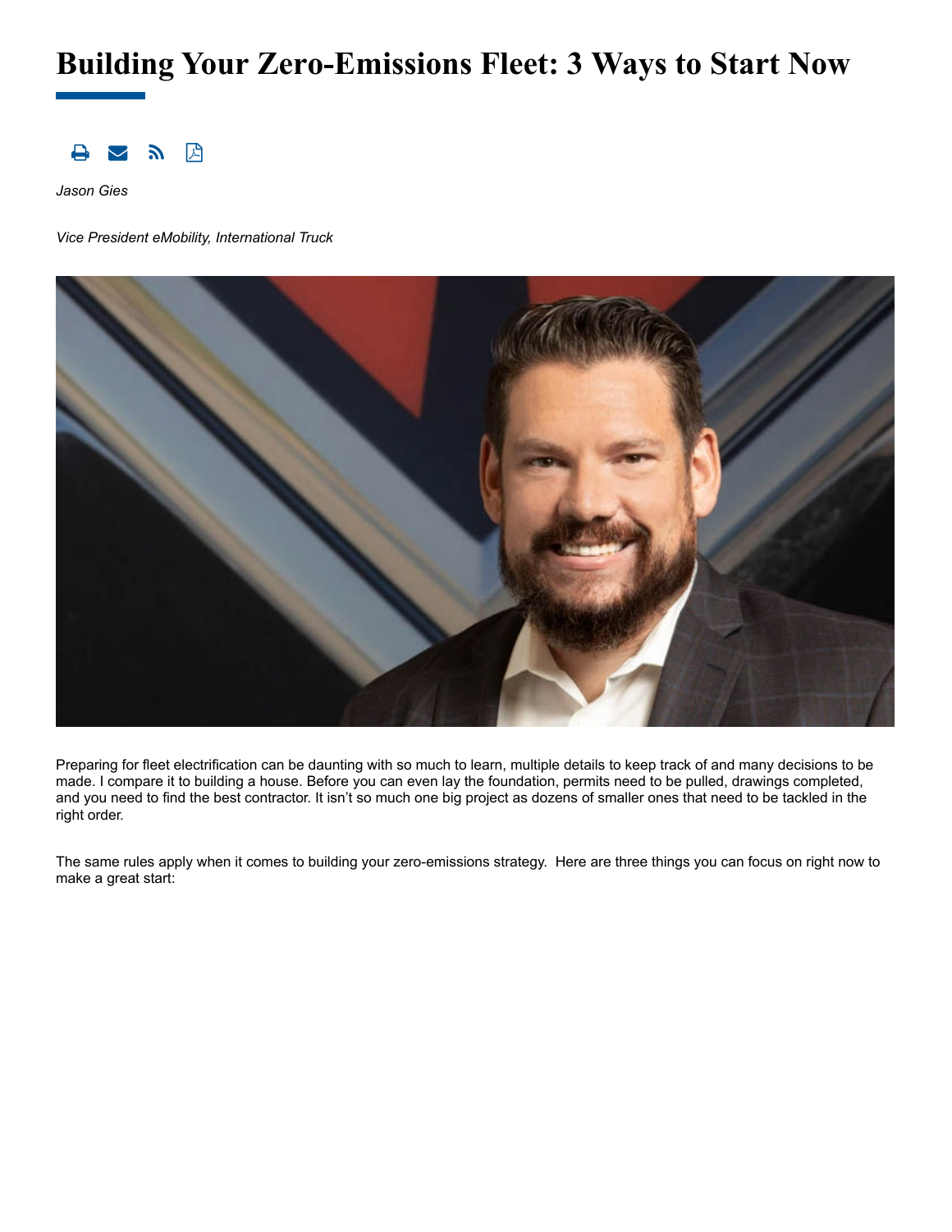# Building Your Zero-Emissions Fleet: 3 Ways to Start Now

*Jason Gies*

*Vice President eMobility, International Truck*

Preparing for fleet electrification can be daunting with so much to learn, multiple details to keep track of and many decisions to be made. I compare it to building a house. Before you can even lay the foundation, permits need to be pulled, drawings completed, and you need to find the best contractor. It isn't so much one big project as dozens of smaller ones that need to be tackled in the right order.

The same rules apply when it comes to building your zero-emissions strategy. Here are three things you can focus on right now to make a great start: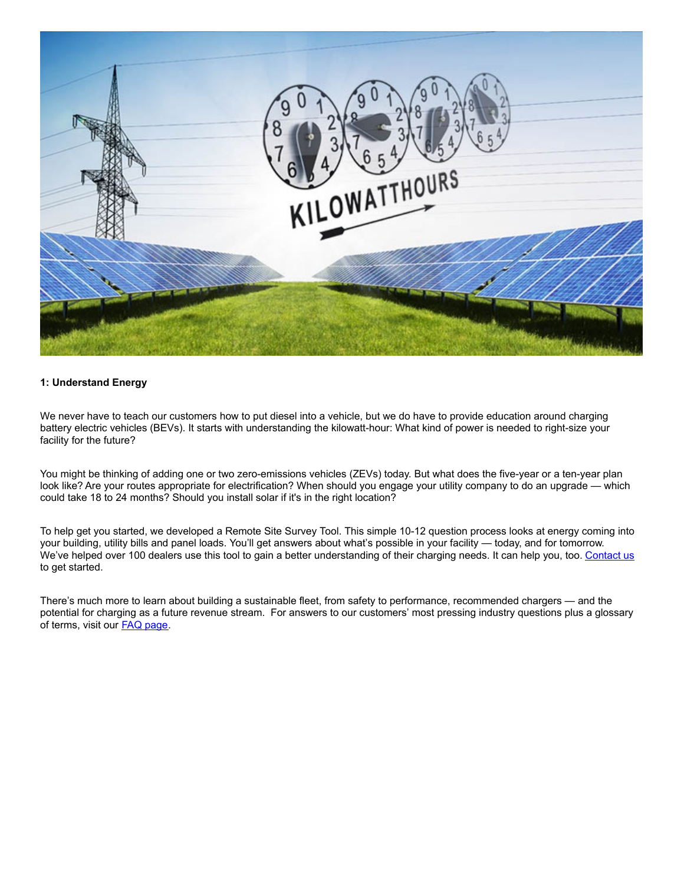**1: Understand Energy**

We never have to teach our customers how to put diesel into a vehicle, but we do have to provide education around charging battery electric vehicles (BEVs). It starts with understanding the kilowatt-hour: What kind of power is needed to right-size your facility for the future?

You might be thinking of adding one or two zero-emissions vehicles (ZEVs) today. But what does the five-year or a ten-year plan look like? Are your routes appropriate for electrification? When should you engage your utility company to do an upgrade — which could take 18 to 24 months? Should you install solar if it's in the right location?

To help get you started, we developed a Remote Site Survey Tool. This simple 10-12 question process looks at energy coming into your building, utility bills and panel loads. You'll get answers about what's possible in your facility — today, and for tomorrow. We've helped over 100 dealers use this tool to gain a better understanding of their charging needs. It can help you, too. [Contact us] to get started.

There's much more to learn about building a sustainable fleet, from safety to performance, recommended chargers — and the potential for charging as a future revenue stream. For answers to our customers' most pressing industry questions plus a glossary of terms, visit our [FAQ page].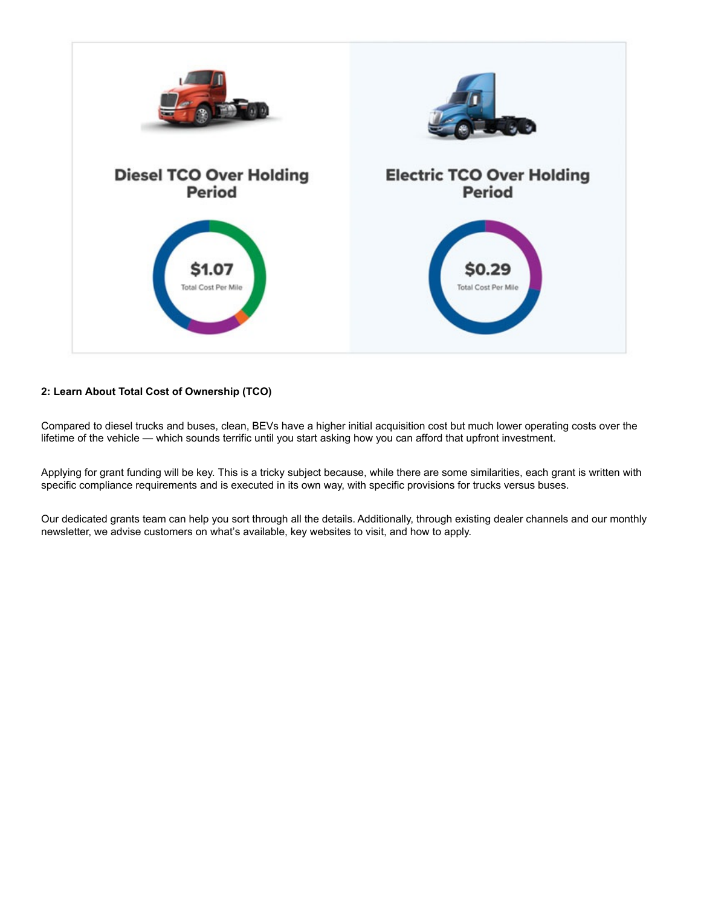## Diesel TCO Over Holding Period

$1.07

Total Cost Per Mile

## Electric TCO Over Holding Period

$0.29

Total Cost Per Mile

**2: Learn About Total Cost of Ownership (TCO)**

Compared to diesel trucks and buses, clean, BEVs have a higher initial acquisition cost but much lower operating costs over the lifetime of the vehicle — which sounds terrific until you start asking how you can afford that upfront investment.

Applying for grant funding will be key. This is a tricky subject because, while there are some similarities, each grant is written with specific compliance requirements and is executed in its own way, with specific provisions for trucks versus buses.

Our dedicated grants team can help you sort through all the details. Additionally, through existing dealer channels and our monthly newsletter, we advise customers on what's available, key websites to visit, and how to apply.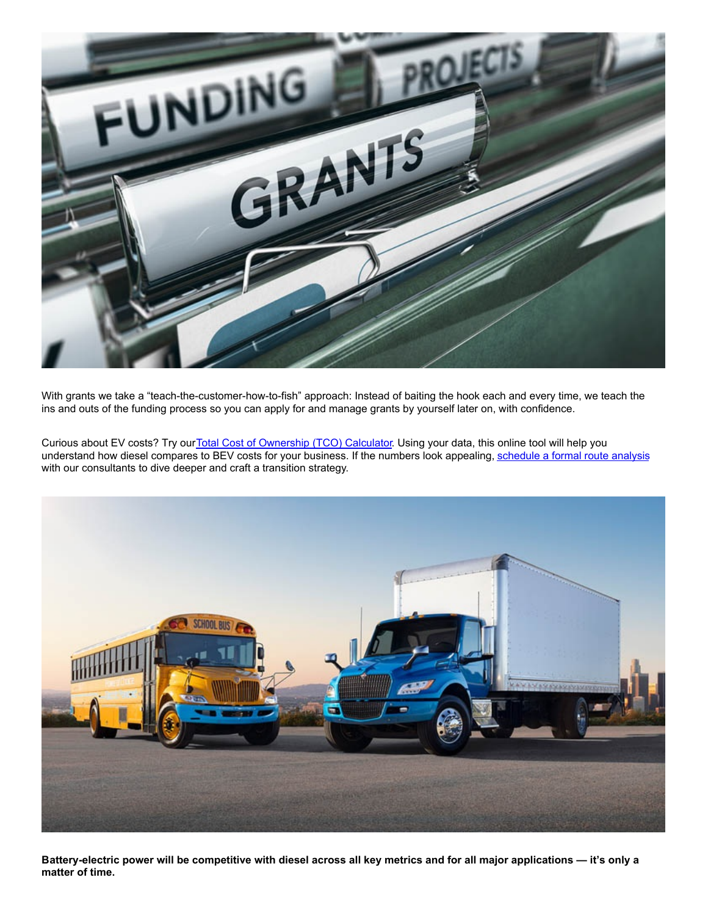With grants we take a “teach-the-customer-how-to-fish” approach: Instead of baiting the hook each and every time, we teach the ins and outs of the funding process so you can apply for and manage grants by yourself later on, with confidence.

Curious about EV costs? Try our[Total Cost of Ownership (TCO) Calculator]. Using your data, this online tool will help you understand how diesel compares to BEV costs for your business. If the numbers look appealing, [schedule a formal route analysis] with our consultants to dive deeper and craft a transition strategy.

**Battery-electric power will be competitive with diesel across all key metrics and for all major applications — it’s only a matter of time.**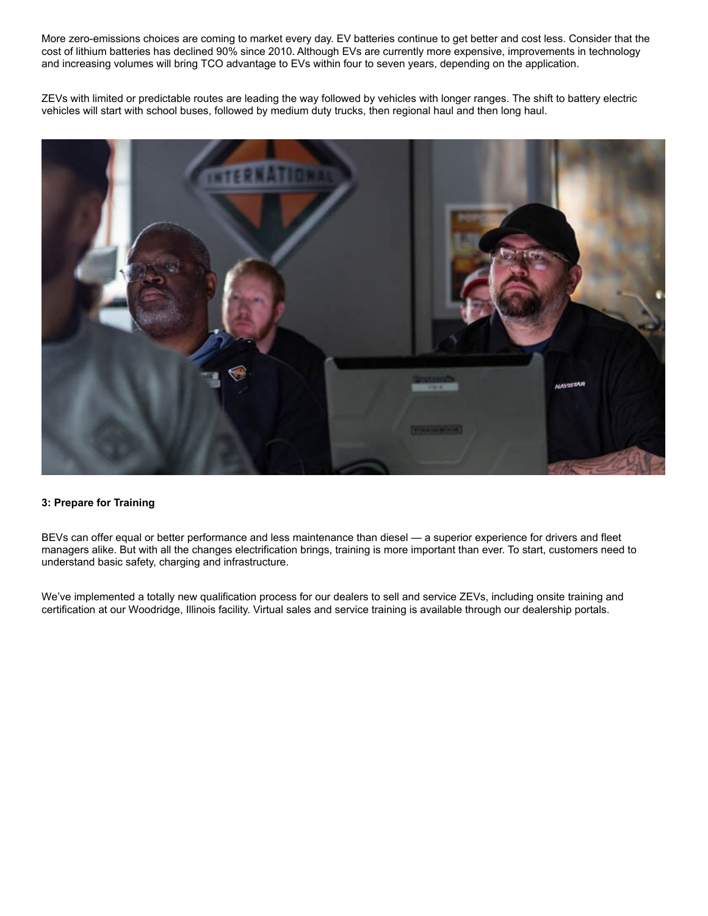More zero-emissions choices are coming to market every day. EV batteries continue to get better and cost less. Consider that the cost of lithium batteries has declined 90% since 2010. Although EVs are currently more expensive, improvements in technology and increasing volumes will bring TCO advantage to EVs within four to seven years, depending on the application.

ZEVs with limited or predictable routes are leading the way followed by vehicles with longer ranges. The shift to battery electric vehicles will start with school buses, followed by medium duty trucks, then regional haul and then long haul.

**3: Prepare for Training**

BEVs can offer equal or better performance and less maintenance than diesel — a superior experience for drivers and fleet managers alike. But with all the changes electrification brings, training is more important than ever. To start, customers need to understand basic safety, charging and infrastructure.

We've implemented a totally new qualification process for our dealers to sell and service ZEVs, including onsite training and certification at our Woodridge, Illinois facility. Virtual sales and service training is available through our dealership portals.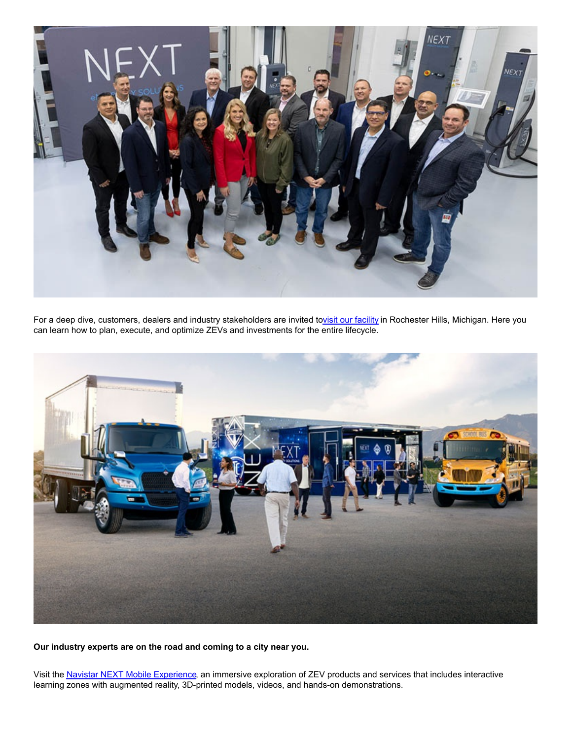For a deep dive, customers, dealers and industry stakeholders are invited to[visit our facility](#) in Rochester Hills, Michigan. Here you can learn how to plan, execute, and optimize ZEVs and investments for the entire lifecycle.

**Our industry experts are on the road and coming to a city near you.**

Visit the [Navistar NEXT Mobile Experience](#), an immersive exploration of ZEV products and services that includes interactive learning zones with augmented reality, 3D-printed models, videos, and hands-on demonstrations.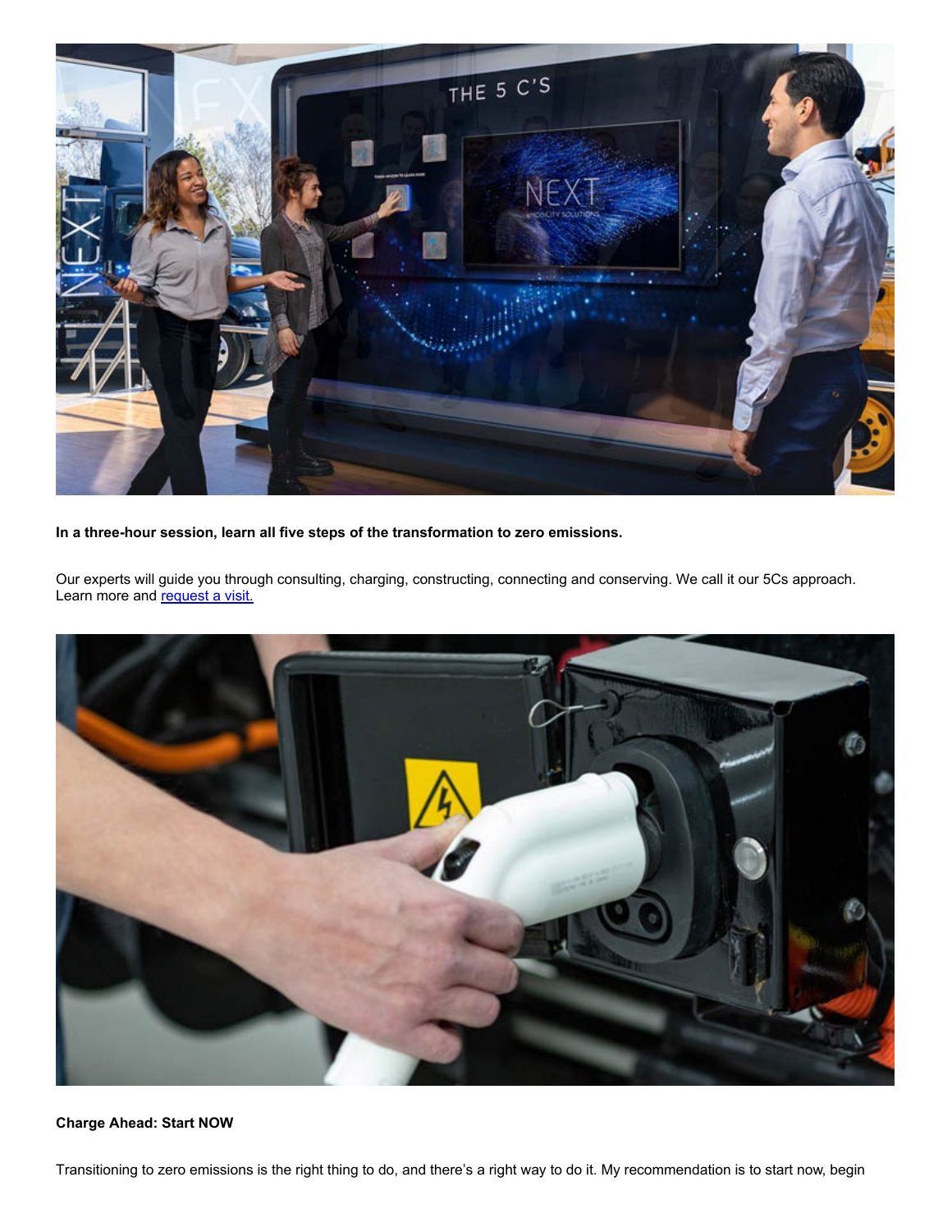**In a three-hour session, learn all five steps of the transformation to zero emissions.**

Our experts will guide you through consulting, charging, constructing, connecting and conserving. We call it our 5Cs approach. Learn more and [request a visit.]()

**Charge Ahead: Start NOW**

Transitioning to zero emissions is the right thing to do, and there's a right way to do it. My recommendation is to start now, begin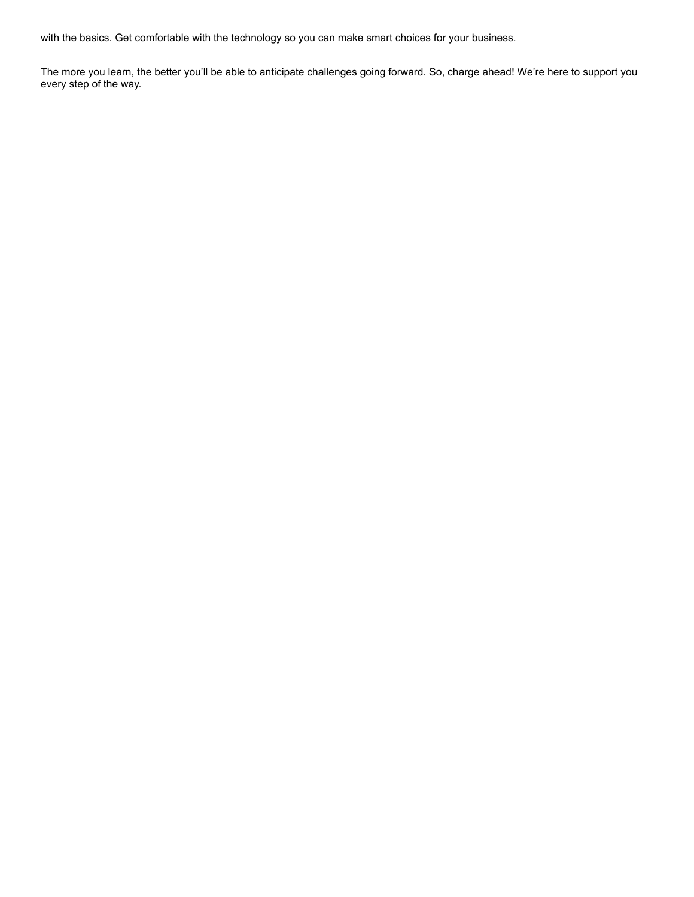with the basics. Get comfortable with the technology so you can make smart choices for your business.

The more you learn, the better you'll be able to anticipate challenges going forward. So, charge ahead! We're here to support you every step of the way.